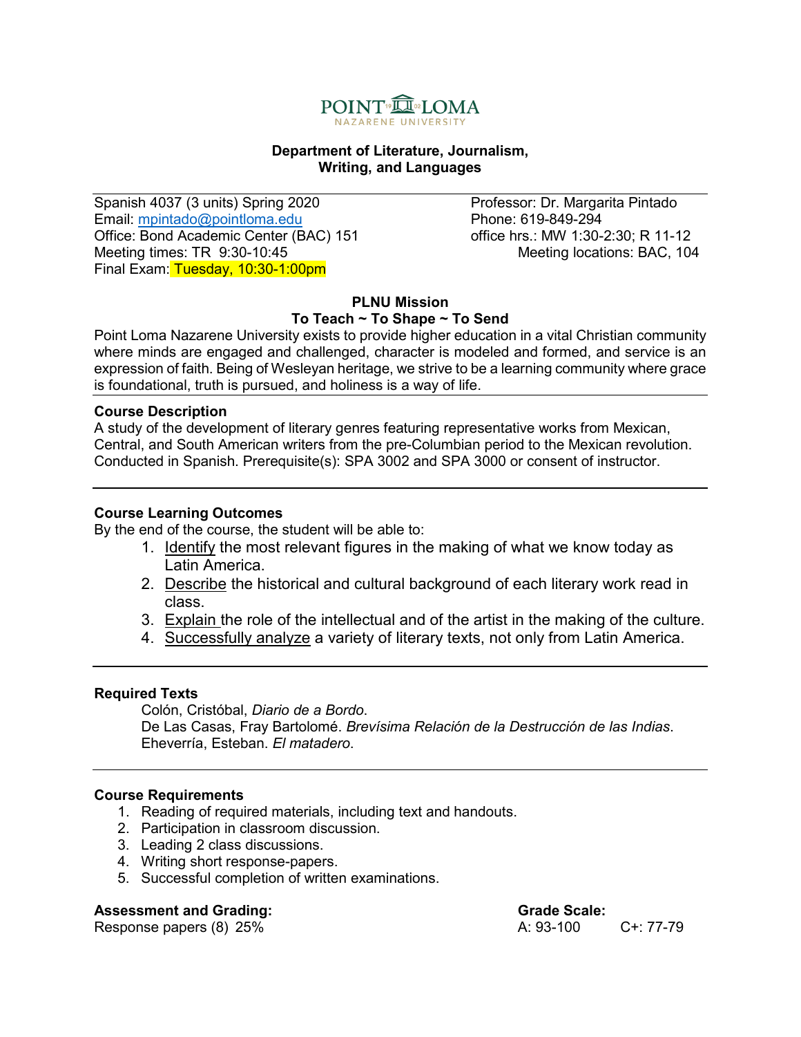POINT LOMA
NAZARENE UNIVERSITY

**Department of Literature, Journalism, Writing, and Languages**

Spanish 4037 (3 units) Spring 2020
Email: mpintado@pointloma.edu
Office: Bond Academic Center (BAC) 151
Meeting times: TR 9:30-10:45
Final Exam: Tuesday, 10:30-1:00pm

Professor: Dr. Margarita Pintado
Phone: 619-849-294
office hrs.: MW 1:30-2:30; R 11-12
Meeting locations: BAC, 104

**PLNU Mission**
**To Teach ~ To Shape ~ To Send**

Point Loma Nazarene University exists to provide higher education in a vital Christian community where minds are engaged and challenged, character is modeled and formed, and service is an expression of faith. Being of Wesleyan heritage, we strive to be a learning community where grace is foundational, truth is pursued, and holiness is a way of life.

**Course Description**

A study of the development of literary genres featuring representative works from Mexican, Central, and South American writers from the pre-Columbian period to the Mexican revolution. Conducted in Spanish. Prerequisite(s): SPA 3002 and SPA 3000 or consent of instructor.

**Course Learning Outcomes**

By the end of the course, the student will be able to:

1. Identify the most relevant figures in the making of what we know today as Latin America.
2. Describe the historical and cultural background of each literary work read in class.
3. Explain the role of the intellectual and of the artist in the making of the culture.
4. Successfully analyze a variety of literary texts, not only from Latin America.

**Required Texts**

Colón, Cristóbal, *Diario de a Bordo*.
De Las Casas, Fray Bartolomé. *Brevísima Relación de la Destrucción de las Indias*.
Eheverría, Esteban. *El matadero*.

**Course Requirements**

1. Reading of required materials, including text and handouts.
2. Participation in classroom discussion.
3. Leading 2 class discussions.
4. Writing short response-papers.
5. Successful completion of written examinations.

**Assessment and Grading:**

Response papers (8) 25%

**Grade Scale:**

A: 93-100 C+: 77-79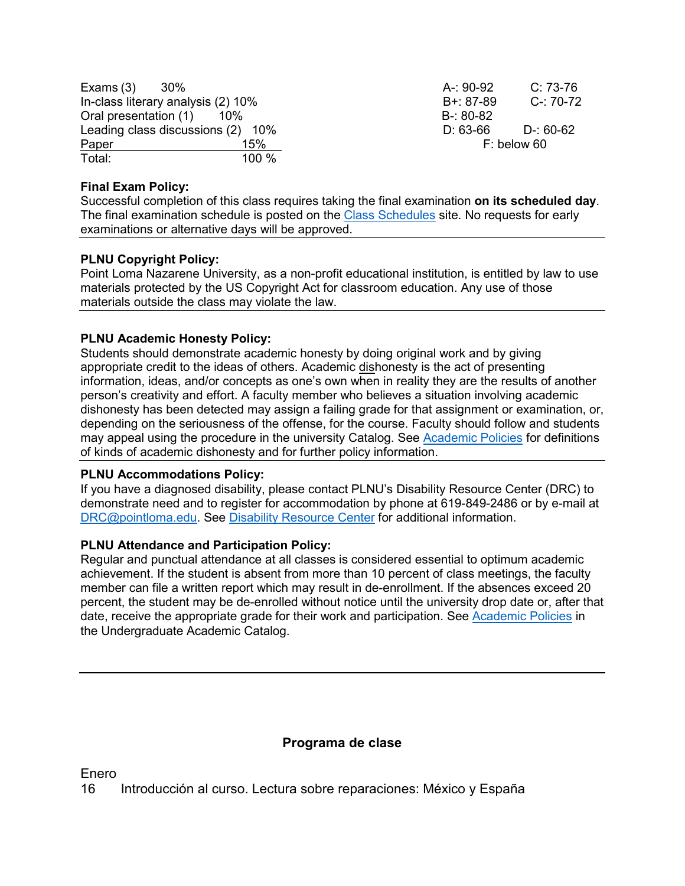| | |
|---|---|
| Exams (3) | 30% |
| In-class literary analysis (2) | 10% |
| Oral presentation (1) | 10% |
| Leading class discussions (2) | 10% |
| Paper | 15% |
| Total: | 100 % |

| | |
|---|---|
| A-: 90-92 | C: 73-76 |
| B+: 87-89 | C-: 70-72 |
| B-: 80-82 | |
| D: 63-66 | D-: 60-62 |
| F: below 60 | |

**Final Exam Policy:**
Successful completion of this class requires taking the final examination **on its scheduled day**. The final examination schedule is posted on the [Class Schedules] site. No requests for early examinations or alternative days will be approved.

**PLNU Copyright Policy:**
Point Loma Nazarene University, as a non-profit educational institution, is entitled by law to use materials protected by the US Copyright Act for classroom education. Any use of those materials outside the class may violate the law.

**PLNU Academic Honesty Policy:**
Students should demonstrate academic honesty by doing original work and by giving appropriate credit to the ideas of others. Academic dishonesty is the act of presenting information, ideas, and/or concepts as one's own when in reality they are the results of another person's creativity and effort. A faculty member who believes a situation involving academic dishonesty has been detected may assign a failing grade for that assignment or examination, or, depending on the seriousness of the offense, for the course. Faculty should follow and students may appeal using the procedure in the university Catalog. See [Academic Policies] for definitions of kinds of academic dishonesty and for further policy information.

**PLNU Accommodations Policy:**
If you have a diagnosed disability, please contact PLNU's Disability Resource Center (DRC) to demonstrate need and to register for accommodation by phone at 619-849-2486 or by e-mail at DRC@pointloma.edu. See [Disability Resource Center] for additional information.

**PLNU Attendance and Participation Policy:**
Regular and punctual attendance at all classes is considered essential to optimum academic achievement. If the student is absent from more than 10 percent of class meetings, the faculty member can file a written report which may result in de-enrollment. If the absences exceed 20 percent, the student may be de-enrolled without notice until the university drop date or, after that date, receive the appropriate grade for their work and participation. See [Academic Policies] in the Undergraduate Academic Catalog.

---

## Programa de clase

Enero

16 Introducción al curso. Lectura sobre reparaciones: México y España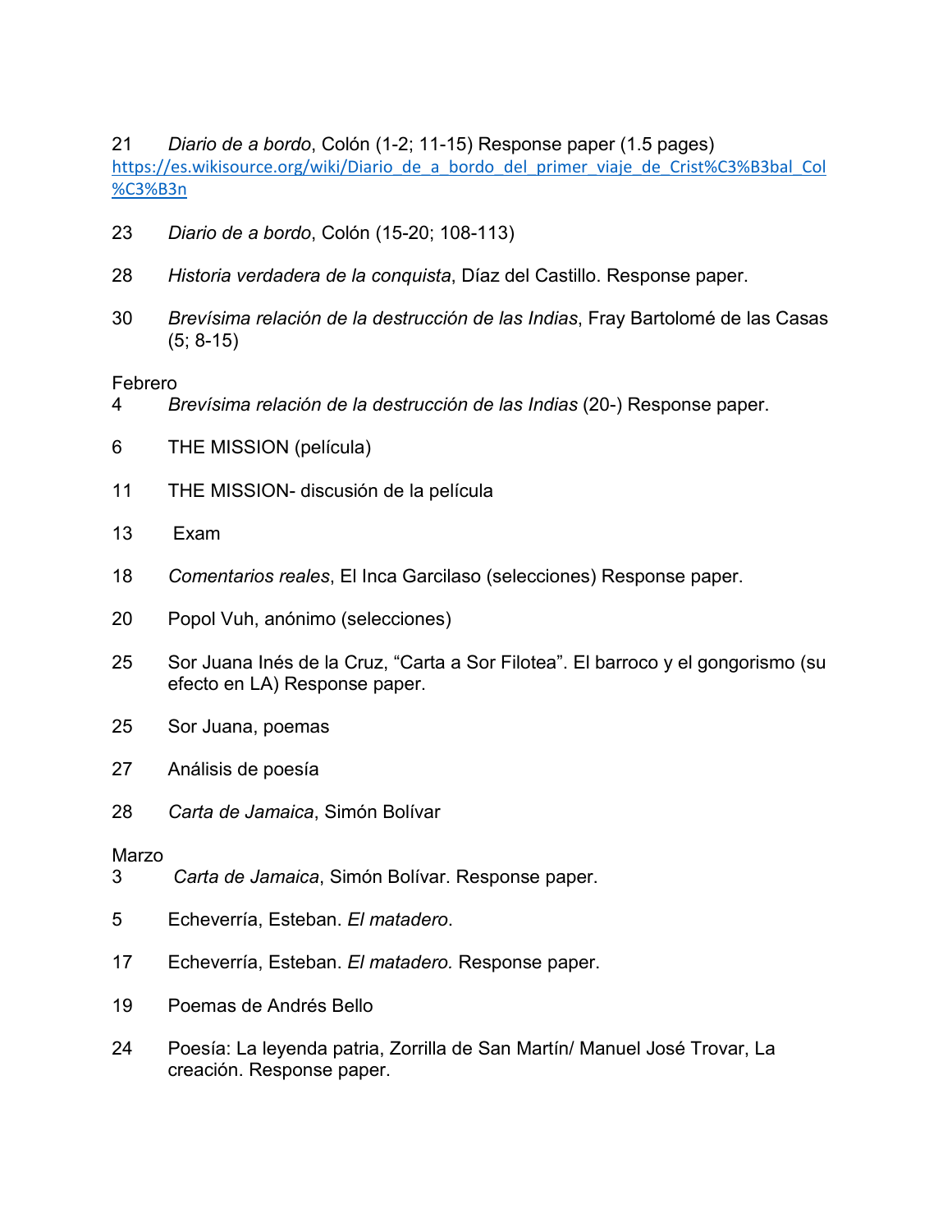21 *Diario de a bordo*, Colón (1-2; 11-15) Response paper (1.5 pages)
https://es.wikisource.org/wiki/Diario_de_a_bordo_del_primer_viaje_de_Crist%C3%B3bal_Col%C3%B3n

23 *Diario de a bordo*, Colón (15-20; 108-113)

28 *Historia verdadera de la conquista*, Díaz del Castillo. Response paper.

30 *Brevísima relación de la destrucción de las Indias*, Fray Bartolomé de las Casas (5; 8-15)

Febrero

4 *Brevísima relación de la destrucción de las Indias* (20-) Response paper.

6 THE MISSION (película)

11 THE MISSION- discusión de la película

13 Exam

18 *Comentarios reales*, El Inca Garcilaso (selecciones) Response paper.

20 Popol Vuh, anónimo (selecciones)

25 Sor Juana Inés de la Cruz, "Carta a Sor Filotea". El barroco y el gongorismo (su efecto en LA) Response paper.

25 Sor Juana, poemas

27 Análisis de poesía

28 *Carta de Jamaica*, Simón Bolívar

Marzo

3 *Carta de Jamaica*, Simón Bolívar. Response paper.

5 Echeverría, Esteban. *El matadero*.

17 Echeverría, Esteban. *El matadero.* Response paper.

19 Poemas de Andrés Bello

24 Poesía: La leyenda patria, Zorrilla de San Martín/ Manuel José Trovar, La creación. Response paper.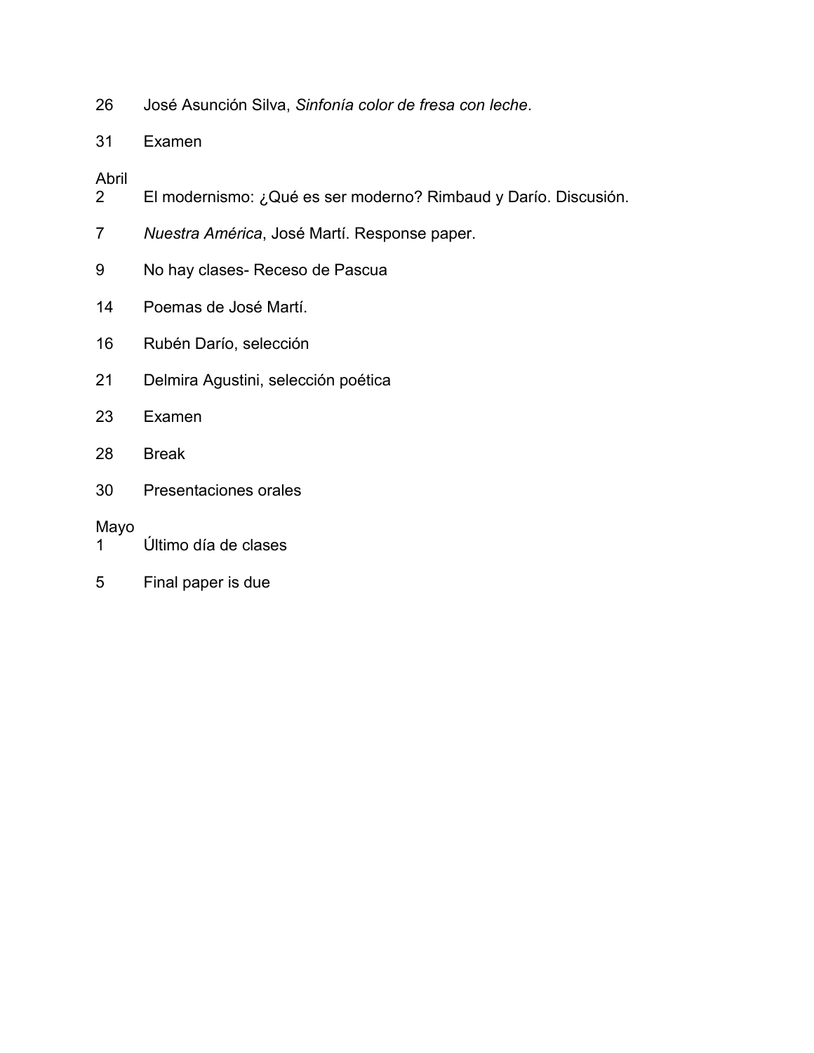26 José Asunción Silva, *Sinfonía color de fresa con leche*.

31 Examen

Abril

2 El modernismo: ¿Qué es ser moderno? Rimbaud y Darío. Discusión.

7 *Nuestra América*, José Martí. Response paper.

9 No hay clases- Receso de Pascua

14 Poemas de José Martí.

16 Rubén Darío, selección

21 Delmira Agustini, selección poética

23 Examen

28 Break

30 Presentaciones orales

Mayo

1 Último día de clases

5 Final paper is due